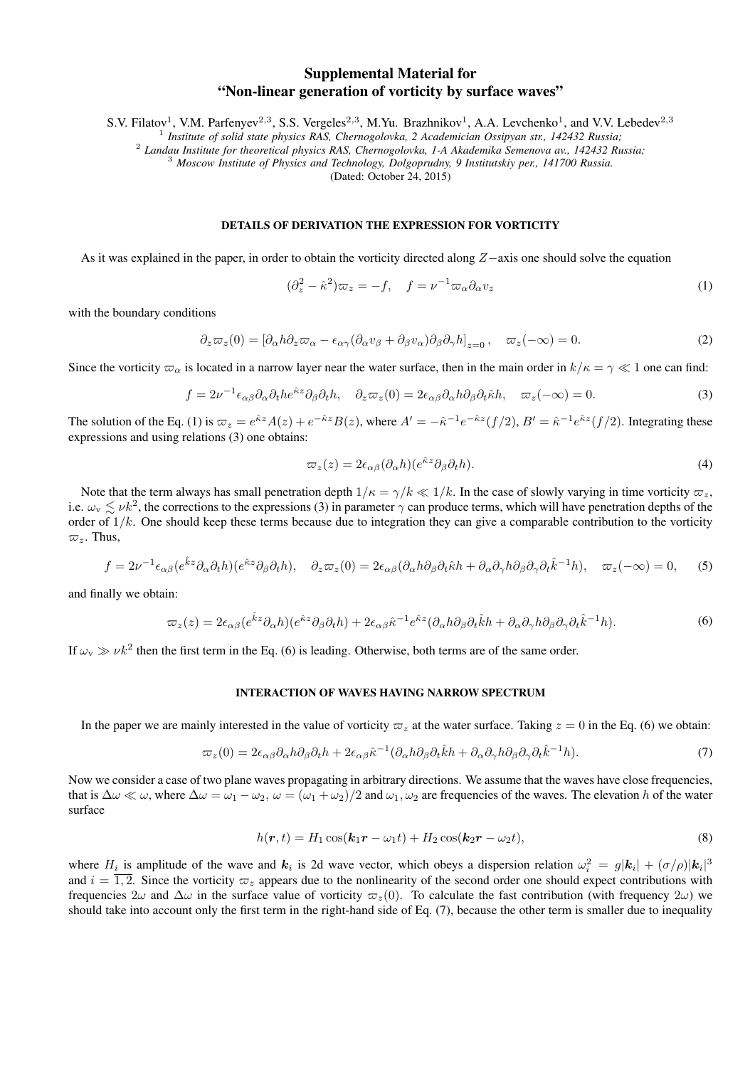# Supplemental Material for "Non-linear generation of vorticity by surface waves"

S.V. Filatov[1], V.M. Parfenyev[2,3], S.S. Vergeles[2,3], M.Yu. Brazhnikov[1], A.A. Levchenko[1], and V.V. Lebedev[2,3]

[1] *Institute of solid state physics RAS, Chernogolovka, 2 Academician Ossipyan str., 142432 Russia;*
[2] *Landau Institute for theoretical physics RAS, Chernogolovka, 1-A Akademika Semenova av., 142432 Russia;*
[3] *Moscow Institute of Physics and Technology, Dolgoprudny, 9 Institutskiy per., 141700 Russia.*

(Dated: October 24, 2015)

## DETAILS OF DERIVATION THE EXPRESSION FOR VORTICITY

As it was explained in the paper, in order to obtain the vorticity directed along $Z-$axis one should solve the equation

$$(\partial_z^2 - \hat{\kappa}^2)\varpi_z = -f, \quad f = \nu^{-1}\varpi_\alpha \partial_\alpha v_z \tag{1}$$

with the boundary conditions

$$\partial_z \varpi_z(0) = \left[\partial_\alpha h \partial_z \varpi_\alpha - \epsilon_{\alpha\gamma}(\partial_\alpha v_\beta + \partial_\beta v_\alpha)\partial_\beta \partial_\gamma h\right]_{z=0}, \quad \varpi_z(-\infty) = 0. \tag{2}$$

Since the vorticity $\varpi_\alpha$ is located in a narrow layer near the water surface, then in the main order in $k/\kappa = \gamma \ll 1$ one can find:

$$f = 2\nu^{-1}\epsilon_{\alpha\beta}\partial_\alpha \partial_t h e^{\hat{\kappa}z}\partial_\beta \partial_t h, \quad \partial_z \varpi_z(0) = 2\epsilon_{\alpha\beta}\partial_\alpha h \partial_\beta \partial_t \hat{\kappa} h, \quad \varpi_z(-\infty) = 0. \tag{3}$$

The solution of the Eq. (1) is $\varpi_z = e^{\hat{\kappa}z}A(z) + e^{-\hat{\kappa}z}B(z)$, where $A' = -\hat{\kappa}^{-1}e^{-\hat{\kappa}z}(f/2)$, $B' = \hat{\kappa}^{-1}e^{\hat{\kappa}z}(f/2)$. Integrating these expressions and using relations (3) one obtains:

$$\varpi_z(z) = 2\epsilon_{\alpha\beta}(\partial_\alpha h)(e^{\hat{\kappa}z}\partial_\beta \partial_t h). \tag{4}$$

Note that the term always has small penetration depth $1/\kappa = \gamma/k \ll 1/k$. In the case of slowly varying in time vorticity $\varpi_z$, i.e. $\omega_v \lesssim \nu k^2$, the corrections to the expressions (3) in parameter $\gamma$ can produce terms, which will have penetration depths of the order of $1/k$. One should keep these terms because due to integration they can give a comparable contribution to the vorticity $\varpi_z$. Thus,

$$f = 2\nu^{-1}\epsilon_{\alpha\beta}(e^{\hat{k}z}\partial_\alpha \partial_t h)(e^{\hat{\kappa}z}\partial_\beta \partial_t h), \quad \partial_z \varpi_z(0) = 2\epsilon_{\alpha\beta}(\partial_\alpha h \partial_\beta \partial_t \hat{\kappa} h + \partial_\alpha \partial_\gamma h \partial_\beta \partial_\gamma \partial_t \hat{k}^{-1} h), \quad \varpi_z(-\infty) = 0, \tag{5}$$

and finally we obtain:

$$\varpi_z(z) = 2\epsilon_{\alpha\beta}(e^{\hat{k}z}\partial_\alpha h)(e^{\hat{\kappa}z}\partial_\beta \partial_t h) + 2\epsilon_{\alpha\beta}\hat{\kappa}^{-1}e^{\hat{\kappa}z}(\partial_\alpha h \partial_\beta \partial_t \hat{k} h + \partial_\alpha \partial_\gamma h \partial_\beta \partial_\gamma \partial_t \hat{k}^{-1} h). \tag{6}$$

If $\omega_v \gg \nu k^2$ then the first term in the Eq. (6) is leading. Otherwise, both terms are of the same order.

## INTERACTION OF WAVES HAVING NARROW SPECTRUM

In the paper we are mainly interested in the value of vorticity $\varpi_z$ at the water surface. Taking $z = 0$ in the Eq. (6) we obtain:

$$\varpi_z(0) = 2\epsilon_{\alpha\beta}\partial_\alpha h \partial_\beta \partial_t h + 2\epsilon_{\alpha\beta}\hat{\kappa}^{-1}(\partial_\alpha h \partial_\beta \partial_t \hat{k} h + \partial_\alpha \partial_\gamma h \partial_\beta \partial_\gamma \partial_t \hat{k}^{-1} h). \tag{7}$$

Now we consider a case of two plane waves propagating in arbitrary directions. We assume that the waves have close frequencies, that is $\Delta\omega \ll \omega$, where $\Delta\omega = \omega_1 - \omega_2$, $\omega = (\omega_1 + \omega_2)/2$ and $\omega_1, \omega_2$ are frequencies of the waves. The elevation $h$ of the water surface

$$h(\boldsymbol{r}, t) = H_1 \cos(\boldsymbol{k}_1 \boldsymbol{r} - \omega_1 t) + H_2 \cos(\boldsymbol{k}_2 \boldsymbol{r} - \omega_2 t), \tag{8}$$

where $H_i$ is amplitude of the wave and $\boldsymbol{k}_i$ is 2d wave vector, which obeys a dispersion relation $\omega_i^2 = g|\boldsymbol{k}_i| + (\sigma/\rho)|\boldsymbol{k}_i|^3$ and $i = \overline{1,2}$. Since the vorticity $\varpi_z$ appears due to the nonlinearity of the second order one should expect contributions with frequencies $2\omega$ and $\Delta\omega$ in the surface value of vorticity $\varpi_z(0)$. To calculate the fast contribution (with frequency $2\omega$) we should take into account only the first term in the right-hand side of Eq. (7), because the other term is smaller due to inequality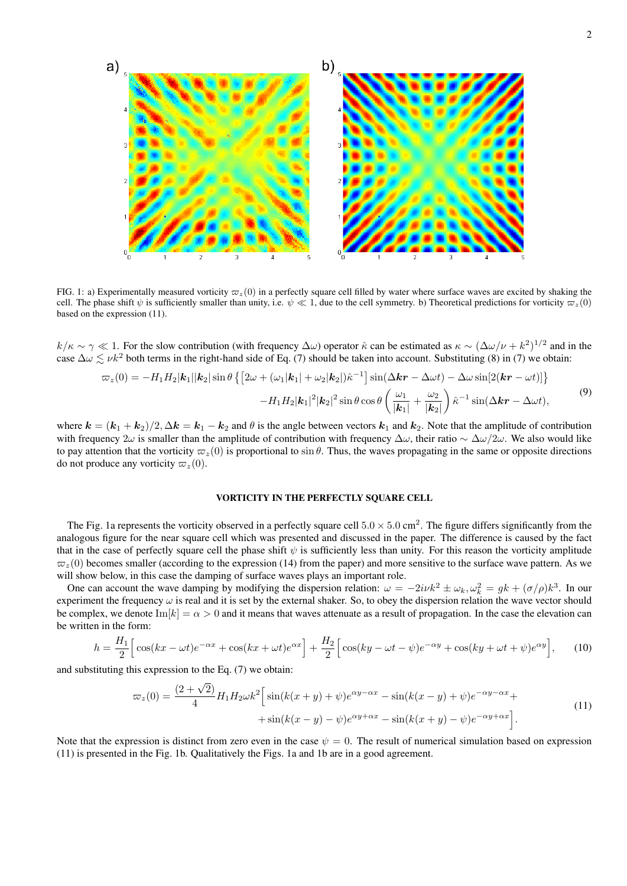a)

0 1 2 3 4 5

0 1 2 3 4 5

b)

0 1 2 3 4 5

0 1 2 3 4 5

FIG. 1: a) Experimentally measured vorticity $\varpi_z(0)$ in a perfectly square cell filled by water where surface waves are excited by shaking the cell. The phase shift $\psi$ is sufficiently smaller than unity, i.e. $\psi \ll 1$, due to the cell symmetry. b) Theoretical predictions for vorticity $\varpi_z(0)$ based on the expression (11).

$k/\kappa \sim \gamma \ll 1$. For the slow contribution (with frequency $\Delta\omega$) operator $\hat{\kappa}$ can be estimated as $\kappa \sim (\Delta\omega/\nu + k^2)^{1/2}$ and in the case $\Delta\omega \lesssim \nu k^2$ both terms in the right-hand side of Eq. (7) should be taken into account. Substituting (8) in (7) we obtain:

$$
\begin{aligned}
\varpi_z(0) = -H_1 H_2 |\boldsymbol{k}_1||\boldsymbol{k}_2| \sin\theta \left\{ \left[ 2\omega + (\omega_1 |\boldsymbol{k}_1| + \omega_2 |\boldsymbol{k}_2|)\hat{\kappa}^{-1} \right] \sin(\Delta \boldsymbol{k} \boldsymbol{r} - \Delta\omega t) - \Delta\omega \sin[2(\boldsymbol{k}\boldsymbol{r} - \omega t)] \right\} \\
- H_1 H_2 |\boldsymbol{k}_1|^2 |\boldsymbol{k}_2|^2 \sin\theta \cos\theta \left( \frac{\omega_1}{|\boldsymbol{k}_1|} + \frac{\omega_2}{|\boldsymbol{k}_2|} \right) \hat{\kappa}^{-1} \sin(\Delta \boldsymbol{k}\boldsymbol{r} - \Delta\omega t),
\end{aligned}
\tag{9}
$$

where $\boldsymbol{k} = (\boldsymbol{k}_1 + \boldsymbol{k}_2)/2, \Delta\boldsymbol{k} = \boldsymbol{k}_1 - \boldsymbol{k}_2$ and $\theta$ is the angle between vectors $\boldsymbol{k}_1$ and $\boldsymbol{k}_2$. Note that the amplitude of contribution with frequency $2\omega$ is smaller than the amplitude of contribution with frequency $\Delta\omega$, their ratio $\sim \Delta\omega/2\omega$. We also would like to pay attention that the vorticity $\varpi_z(0)$ is proportional to $\sin\theta$. Thus, the waves propagating in the same or opposite directions do not produce any vorticity $\varpi_z(0)$.

## VORTICITY IN THE PERFECTLY SQUARE CELL

The Fig. 1a represents the vorticity observed in a perfectly square cell $5.0 \times 5.0\ \text{cm}^2$. The figure differs significantly from the analogous figure for the near square cell which was presented and discussed in the paper. The difference is caused by the fact that in the case of perfectly square cell the phase shift $\psi$ is sufficiently less than unity. For this reason the vorticity amplitude $\varpi_z(0)$ becomes smaller (according to the expression (14) from the paper) and more sensitive to the surface wave pattern. As we will show below, in this case the damping of surface waves plays an important role.

One can account the wave damping by modifying the dispersion relation: $\omega = -2i\nu k^2 \pm \omega_k, \omega_k^2 = gk + (\sigma/\rho)k^3$. In our experiment the frequency $\omega$ is real and it is set by the external shaker. So, to obey the dispersion relation the wave vector should be complex, we denote $\text{Im}[k] = \alpha > 0$ and it means that waves attenuate as a result of propagation. In the case the elevation can be written in the form:

$$
h = \frac{H_1}{2}\Big[\cos(kx - \omega t)e^{-\alpha x} + \cos(kx + \omega t)e^{\alpha x}\Big] + \frac{H_2}{2}\Big[\cos(ky - \omega t - \psi)e^{-\alpha y} + \cos(ky + \omega t + \psi)e^{\alpha y}\Big],
\tag{10}
$$

and substituting this expression to the Eq. (7) we obtain:

$$
\begin{aligned}
\varpi_z(0) = \frac{(2+\sqrt{2})}{4} H_1 H_2 \omega k^2 \Big[ \sin(k(x+y) + \psi)e^{\alpha y - \alpha x} - \sin(k(x-y) + \psi)e^{-\alpha y - \alpha x} + \\
+ \sin(k(x-y) - \psi)e^{\alpha y + \alpha x} - \sin(k(x+y) - \psi)e^{-\alpha y + \alpha x} \Big].
\end{aligned}
\tag{11}
$$

Note that the expression is distinct from zero even in the case $\psi = 0$. The result of numerical simulation based on expression (11) is presented in the Fig. 1b. Qualitatively the Figs. 1a and 1b are in a good agreement.